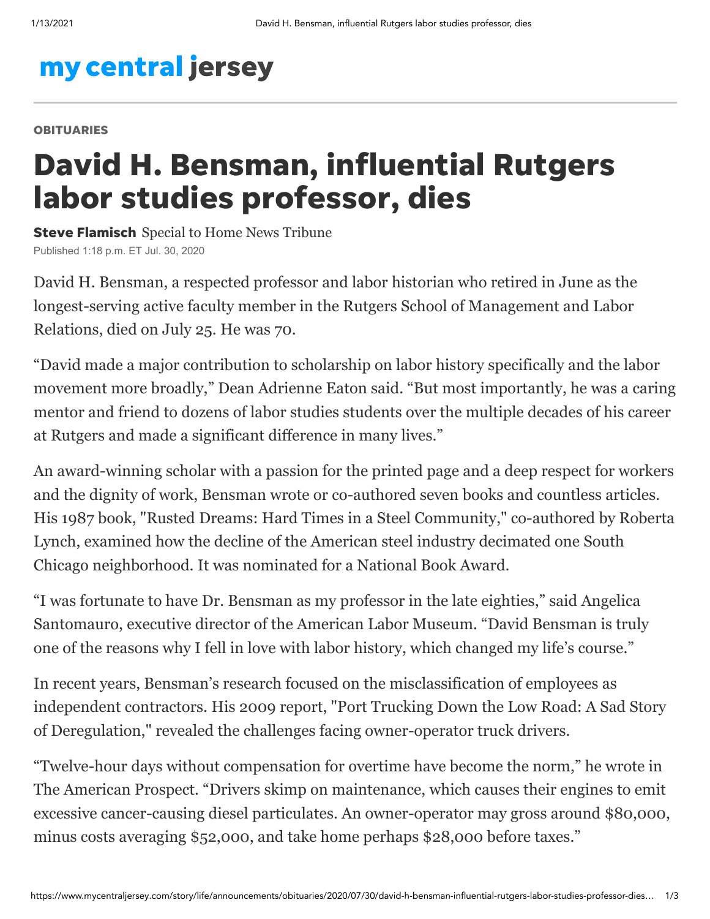my central jersey

**OBITUARIES**

# David H. Bensman, influential Rutgers labor studies professor, dies

**Steve Flamisch** Special to Home News Tribune

Published 1:18 p.m. ET Jul. 30, 2020

David H. Bensman, a respected professor and labor historian who retired in June as the longest-serving active faculty member in the Rutgers School of Management and Labor Relations, died on July 25. He was 70.

"David made a major contribution to scholarship on labor history specifically and the labor movement more broadly," Dean Adrienne Eaton said. "But most importantly, he was a caring mentor and friend to dozens of labor studies students over the multiple decades of his career at Rutgers and made a significant difference in many lives."

An award-winning scholar with a passion for the printed page and a deep respect for workers and the dignity of work, Bensman wrote or co-authored seven books and countless articles. His 1987 book, "Rusted Dreams: Hard Times in a Steel Community," co-authored by Roberta Lynch, examined how the decline of the American steel industry decimated one South Chicago neighborhood. It was nominated for a National Book Award.

"I was fortunate to have Dr. Bensman as my professor in the late eighties," said Angelica Santomauro, executive director of the American Labor Museum. "David Bensman is truly one of the reasons why I fell in love with labor history, which changed my life's course."

In recent years, Bensman's research focused on the misclassification of employees as independent contractors. His 2009 report, "Port Trucking Down the Low Road: A Sad Story of Deregulation," revealed the challenges facing owner-operator truck drivers.

"Twelve-hour days without compensation for overtime have become the norm," he wrote in The American Prospect. "Drivers skimp on maintenance, which causes their engines to emit excessive cancer-causing diesel particulates. An owner-operator may gross around $80,000, minus costs averaging $52,000, and take home perhaps $28,000 before taxes."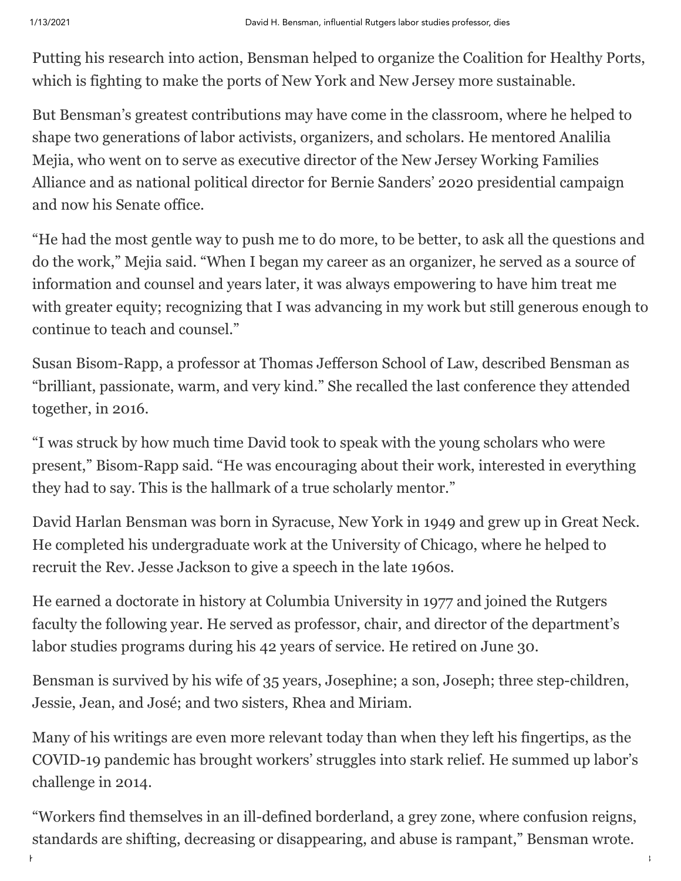Putting his research into action, Bensman helped to organize the Coalition for Healthy Ports, which is fighting to make the ports of New York and New Jersey more sustainable.

But Bensman's greatest contributions may have come in the classroom, where he helped to shape two generations of labor activists, organizers, and scholars. He mentored Analilia Mejia, who went on to serve as executive director of the New Jersey Working Families Alliance and as national political director for Bernie Sanders' 2020 presidential campaign and now his Senate office.

"He had the most gentle way to push me to do more, to be better, to ask all the questions and do the work," Mejia said. "When I began my career as an organizer, he served as a source of information and counsel and years later, it was always empowering to have him treat me with greater equity; recognizing that I was advancing in my work but still generous enough to continue to teach and counsel."

Susan Bisom-Rapp, a professor at Thomas Jefferson School of Law, described Bensman as "brilliant, passionate, warm, and very kind." She recalled the last conference they attended together, in 2016.

"I was struck by how much time David took to speak with the young scholars who were present," Bisom-Rapp said. "He was encouraging about their work, interested in everything they had to say. This is the hallmark of a true scholarly mentor."

David Harlan Bensman was born in Syracuse, New York in 1949 and grew up in Great Neck. He completed his undergraduate work at the University of Chicago, where he helped to recruit the Rev. Jesse Jackson to give a speech in the late 1960s.

He earned a doctorate in history at Columbia University in 1977 and joined the Rutgers faculty the following year. He served as professor, chair, and director of the department's labor studies programs during his 42 years of service. He retired on June 30.

Bensman is survived by his wife of 35 years, Josephine; a son, Joseph; three step-children, Jessie, Jean, and José; and two sisters, Rhea and Miriam.

Many of his writings are even more relevant today than when they left his fingertips, as the COVID-19 pandemic has brought workers' struggles into stark relief. He summed up labor's challenge in 2014.

"Workers find themselves in an ill-defined borderland, a grey zone, where confusion reigns, standards are shifting, decreasing or disappearing, and abuse is rampant," Bensman wrote.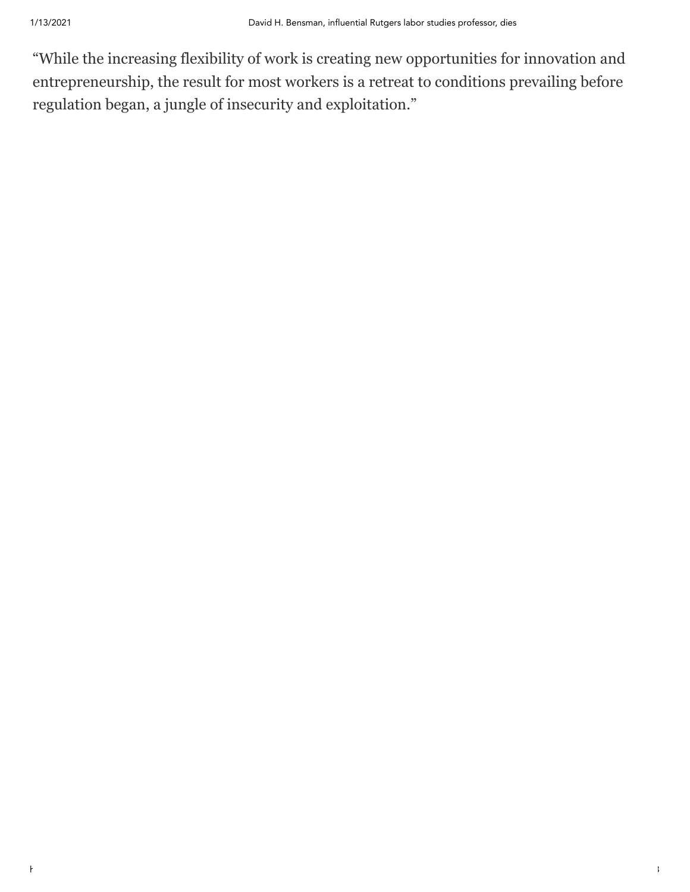“While the increasing flexibility of work is creating new opportunities for innovation and entrepreneurship, the result for most workers is a retreat to conditions prevailing before regulation began, a jungle of insecurity and exploitation.”